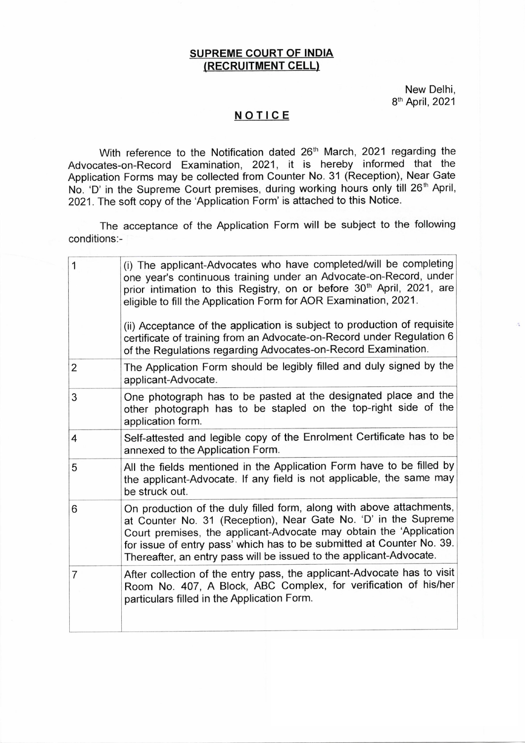**SUPREME COURT OF INDIA**
**(RECRUITMENT CELL)**

New Delhi,
8th April, 2021

**NOTICE**

With reference to the Notification dated 26th March, 2021 regarding the Advocates-on-Record Examination, 2021, it is hereby informed that the Application Forms may be collected from Counter No. 31 (Reception), Near Gate No. 'D' in the Supreme Court premises, during working hours only till 26th April, 2021. The soft copy of the 'Application Form' is attached to this Notice.

The acceptance of the Application Form will be subject to the following conditions:-

| | |
|---|---|
| 1 | (i) The applicant-Advocates who have completed/will be completing one year's continuous training under an Advocate-on-Record, under prior intimation to this Registry, on or before 30th April, 2021, are eligible to fill the Application Form for AOR Examination, 2021.<br><br>(ii) Acceptance of the application is subject to production of requisite certificate of training from an Advocate-on-Record under Regulation 6 of the Regulations regarding Advocates-on-Record Examination. |
| 2 | The Application Form should be legibly filled and duly signed by the applicant-Advocate. |
| 3 | One photograph has to be pasted at the designated place and the other photograph has to be stapled on the top-right side of the application form. |
| 4 | Self-attested and legible copy of the Enrolment Certificate has to be annexed to the Application Form. |
| 5 | All the fields mentioned in the Application Form have to be filled by the applicant-Advocate. If any field is not applicable, the same may be struck out. |
| 6 | On production of the duly filled form, along with above attachments, at Counter No. 31 (Reception), Near Gate No. 'D' in the Supreme Court premises, the applicant-Advocate may obtain the 'Application for issue of entry pass' which has to be submitted at Counter No. 39. Thereafter, an entry pass will be issued to the applicant-Advocate. |
| 7 | After collection of the entry pass, the applicant-Advocate has to visit Room No. 407, A Block, ABC Complex, for verification of his/her particulars filled in the Application Form. |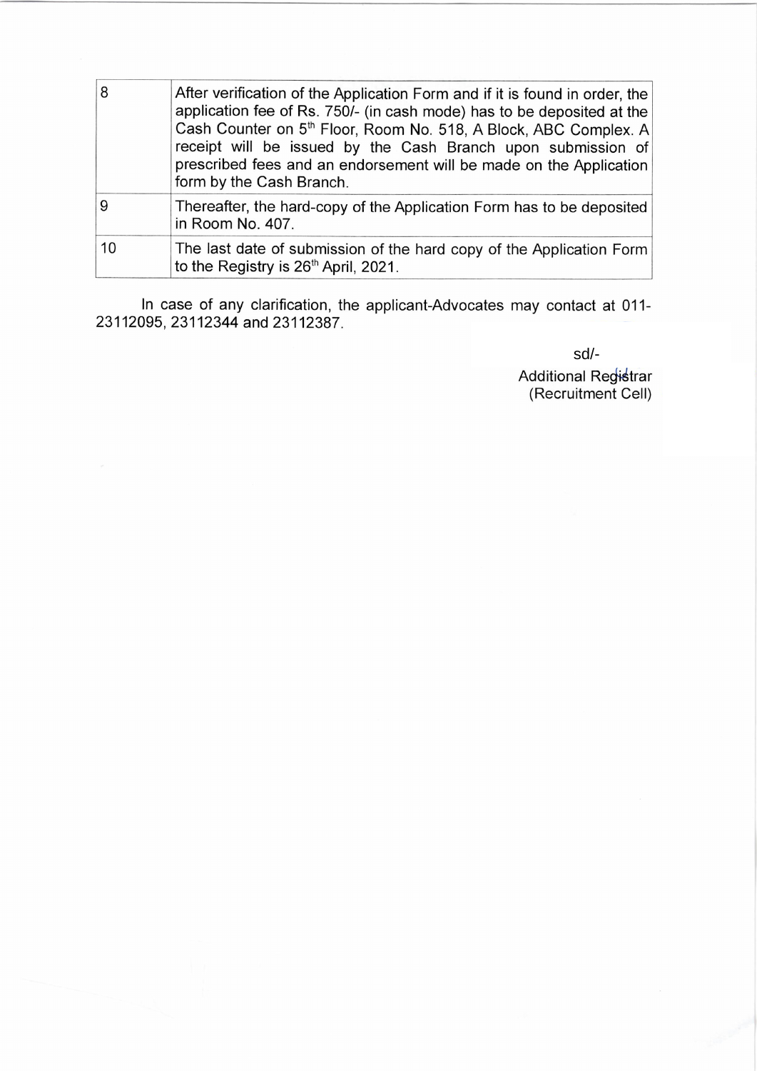| | |
|---|---|
| 8 | After verification of the Application Form and if it is found in order, the application fee of Rs. 750/- (in cash mode) has to be deposited at the Cash Counter on 5th Floor, Room No. 518, A Block, ABC Complex. A receipt will be issued by the Cash Branch upon submission of prescribed fees and an endorsement will be made on the Application form by the Cash Branch. |
| 9 | Thereafter, the hard-copy of the Application Form has to be deposited in Room No. 407. |
| 10 | The last date of submission of the hard copy of the Application Form to the Registry is 26th April, 2021. |

In case of any clarification, the applicant-Advocates may contact at 011-23112095, 23112344 and 23112387.

sd/-

Additional Registrar
(Recruitment Cell)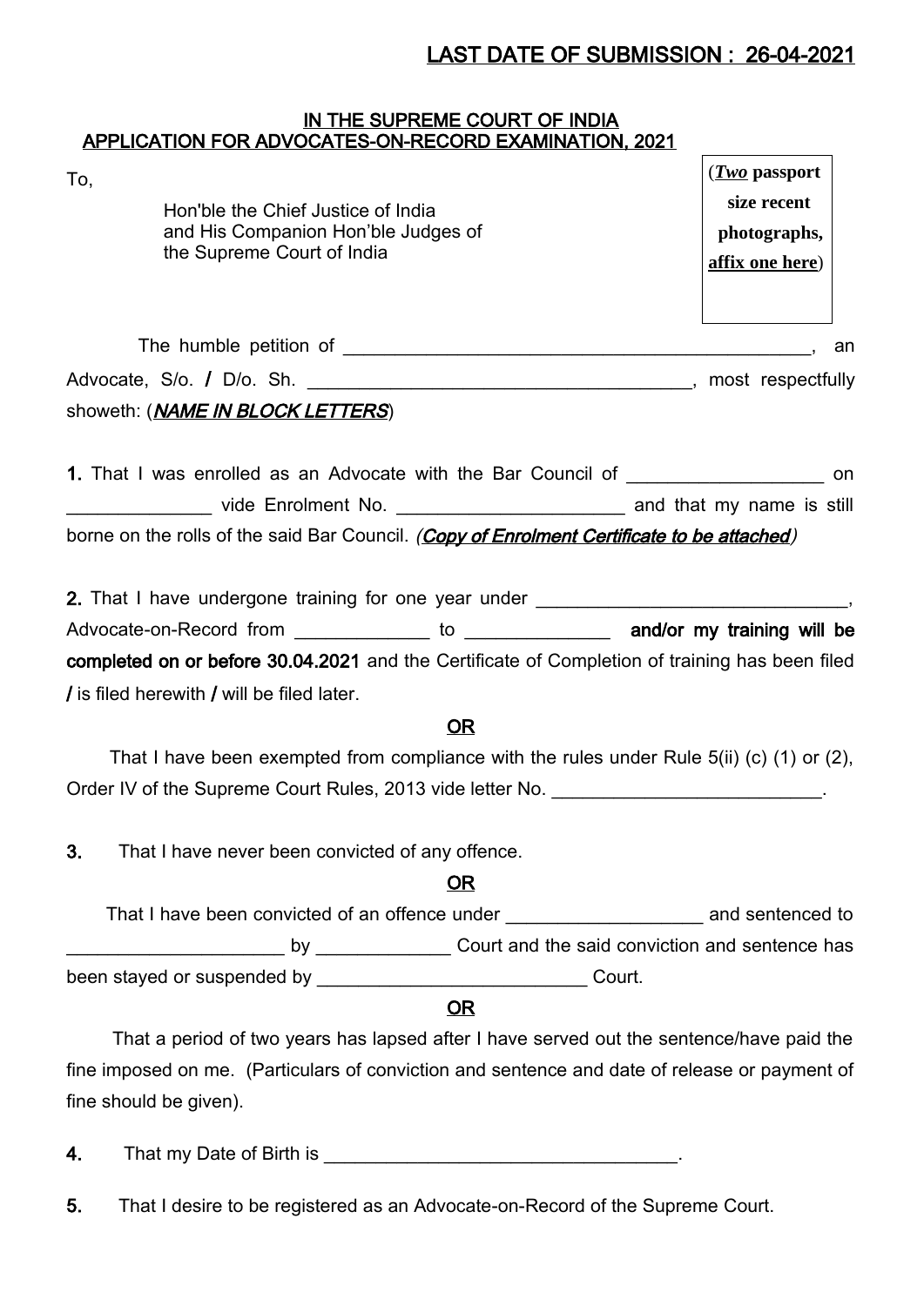**LAST DATE OF SUBMISSION : 26-04-2021**

## IN THE SUPREME COURT OF INDIA
## APPLICATION FOR ADVOCATES-ON-RECORD EXAMINATION, 2021

To,

Hon'ble the Chief Justice of India
and His Companion Hon'ble Judges of
the Supreme Court of India

(***Two*** **passport size recent photographs, affix one here**)

The humble petition of ______________________________________________, an Advocate, S/o. / D/o. Sh. ____________________________________, most respectfully showeth: (***NAME IN BLOCK LETTERS***)

**1.** That I was enrolled as an Advocate with the Bar Council of __________________ on _____________ vide Enrolment No. _____________________ and that my name is still borne on the rolls of the said Bar Council. *(**Copy of Enrolment Certificate to be attached**)*

**2.** That I have undergone training for one year under _____________________________, Advocate-on-Record from ____________ to _____________ **and/or my training will be completed on or before 30.04.2021** and the Certificate of Completion of training has been filed / is filed herewith / will be filed later.

**OR**

That I have been exempted from compliance with the rules under Rule 5(ii) (c) (1) or (2), Order IV of the Supreme Court Rules, 2013 vide letter No. _________________________.

**3.** That I have never been convicted of any offence.

**OR**

That I have been convicted of an offence under __________________ and sentenced to ____________________ by ____________ Court and the said conviction and sentence has been stayed or suspended by _________________________ Court.

**OR**

That a period of two years has lapsed after I have served out the sentence/have paid the fine imposed on me. (Particulars of conviction and sentence and date of release or payment of fine should be given).

**4.** That my Date of Birth is _________________________________.

**5.** That I desire to be registered as an Advocate-on-Record of the Supreme Court.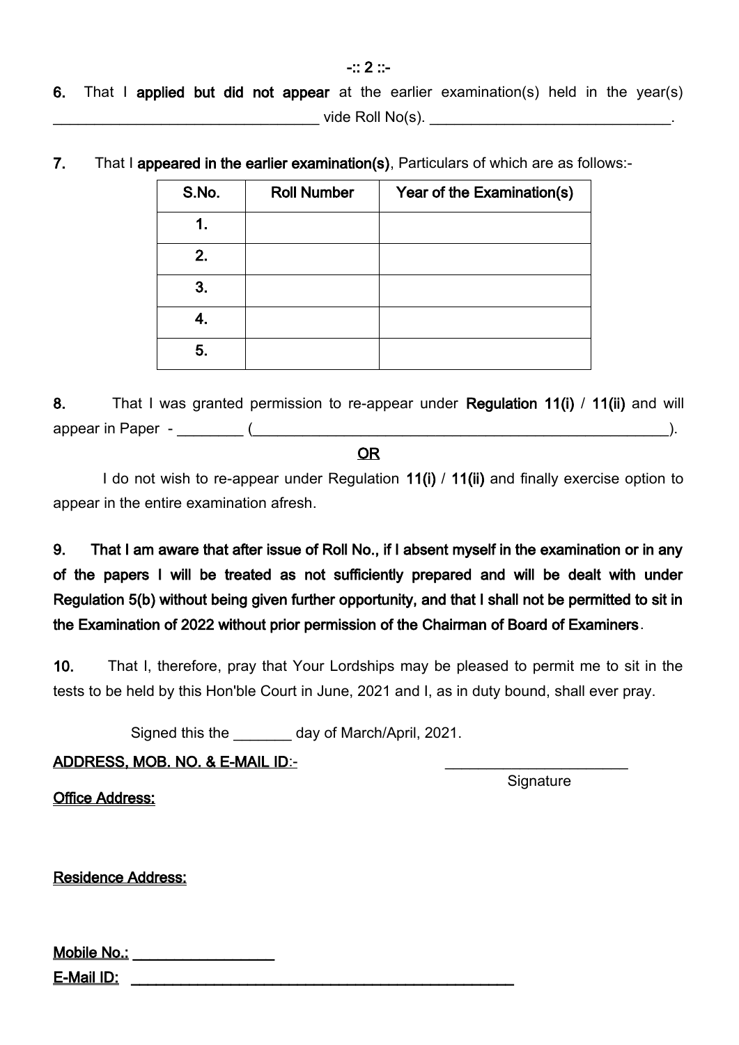6. That I **applied but did not appear** at the earlier examination(s) held in the year(s) ________________________________ vide Roll No(s). ______________________________.

7. That I **appeared in the earlier examination(s)**, Particulars of which are as follows:-

| S.No. | Roll Number | Year of the Examination(s) |
|---|---|---|
| 1. | | |
| 2. | | |
| 3. | | |
| 4. | | |
| 5. | | |

8. That I was granted permission to re-appear under **Regulation 11(i)** / **11(ii)** and will appear in Paper - ________ (_____________________________________________________).

**OR**

I do not wish to re-appear under Regulation **11(i)** / **11(ii)** and finally exercise option to appear in the entire examination afresh.

**9. That I am aware that after issue of Roll No., if I absent myself in the examination or in any of the papers I will be treated as not sufficiently prepared and will be dealt with under Regulation 5(b) without being given further opportunity, and that I shall not be permitted to sit in the Examination of 2022 without prior permission of the Chairman of Board of Examiners**.

10. That I, therefore, pray that Your Lordships may be pleased to permit me to sit in the tests to be held by this Hon'ble Court in June, 2021 and I, as in duty bound, shall ever pray.

Signed this the _______ day of March/April, 2021.

**ADDRESS, MOB. NO. & E-MAIL ID**:-

______________________
Signature

**Office Address:**

**Residence Address:**

**Mobile No.:** __________________

**E-Mail ID:** __________________________________________________